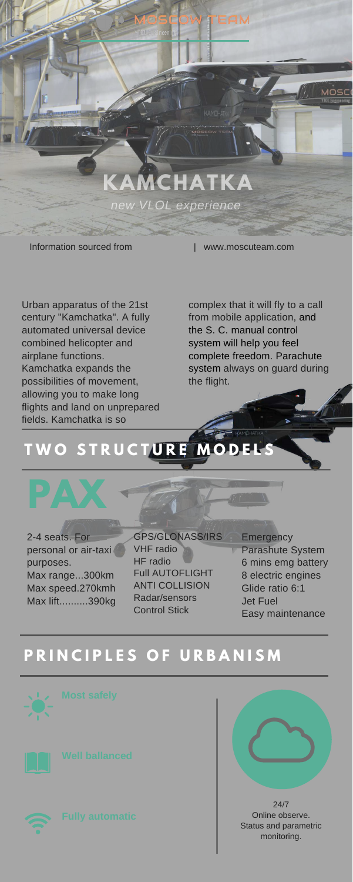# KAMCHATKA

*new VLOL experience*

Information sourced from | www.moscuteam.com

Urban apparatus of the 21st century "Kamchatka". A fully automated universal device combined helicopter and airplane functions. Kamchatka expands the possibilities of movement, allowing you to make long flights and land on unprepared fields. Kamchatka is so complex that it will fly to a call from mobile application, and the S. C. manual control system will help you feel complete freedom. Parachute system always on guard during the flight.

## TWO STRUCTURE MODELS

### PAX

2-4 seats. For personal or air-taxi purposes.
Max range...300km
Max speed.270kmh
Max lift..........390kg

GPS/GLONASS/IRS
VHF radio
HF radio
Full AUTOFLIGHT
ANTI COLLISION
Radar/sensors
Control Stick

Emergency Parashute System
6 mins emg battery
8 electric engines
Glide ratio 6:1
Jet Fuel
Easy maintenance

## PRINCIPLES OF URBANISM

- **Most safely**
- **Well ballanced**
- **Fully automatic**

24/7
Online observe.
Status and parametric monitoring.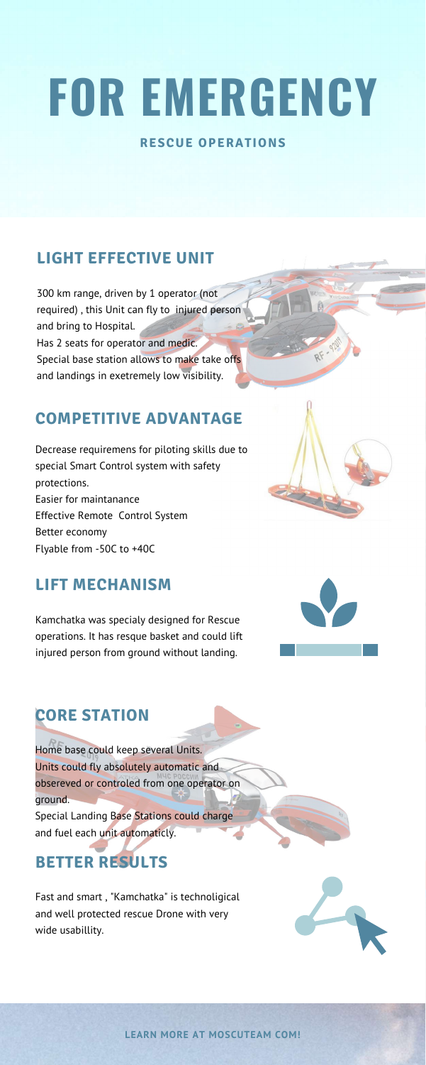# FOR EMERGENCY

**RESCUE OPERATIONS**

## LIGHT EFFECTIVE UNIT

300 km range, driven by 1 operator (not required) , this Unit can fly to injured person and bring to Hospital.
Has 2 seats for operator and medic.
Special base station allows to make take offs and landings in exetremely low visibility.

## COMPETITIVE ADVANTAGE

Decrease requiremens for piloting skills due to special Smart Control system with safety protections.
Easier for maintanance
Effective Remote Control System
Better economy
Flyable from -50C to +40C

## LIFT MECHANISM

Kamchatka was specialy designed for Rescue operations. It has resque basket and could lift injured person from ground without landing.

## CORE STATION

Home base could keep several Units.
Units could fly absolutely automatic and obsereved or controled from one operator on ground.
Special Landing Base Stations could charge and fuel each unit automaticly.

## BETTER RESULTS

Fast and smart , "Kamchatka" is technoligical and well protected rescue Drone with very wide usabillity.

**LEARN MORE AT MOSCUTEAM COM!**